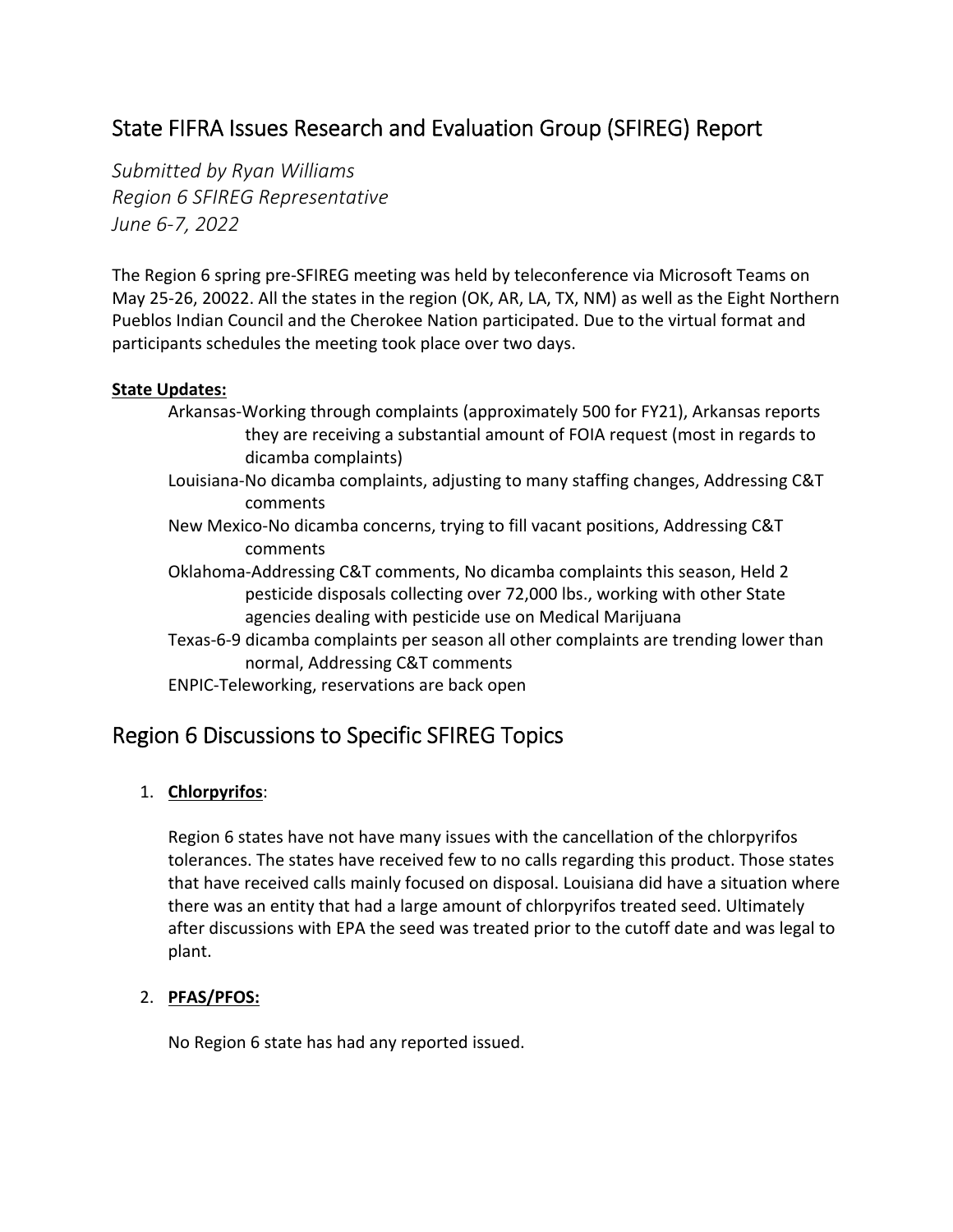# State FIFRA Issues Research and Evaluation Group (SFIREG) Report

*Submitted by Ryan Williams*
*Region 6 SFIREG Representative*
*June 6-7, 2022*

The Region 6 spring pre-SFIREG meeting was held by teleconference via Microsoft Teams on May 25-26, 20022. All the states in the region (OK, AR, LA, TX, NM) as well as the Eight Northern Pueblos Indian Council and the Cherokee Nation participated. Due to the virtual format and participants schedules the meeting took place over two days.

**State Updates:**

- Arkansas-Working through complaints (approximately 500 for FY21), Arkansas reports they are receiving a substantial amount of FOIA request (most in regards to dicamba complaints)
- Louisiana-No dicamba complaints, adjusting to many staffing changes, Addressing C&T comments
- New Mexico-No dicamba concerns, trying to fill vacant positions, Addressing C&T comments
- Oklahoma-Addressing C&T comments, No dicamba complaints this season, Held 2 pesticide disposals collecting over 72,000 lbs., working with other State agencies dealing with pesticide use on Medical Marijuana
- Texas-6-9 dicamba complaints per season all other complaints are trending lower than normal, Addressing C&T comments
- ENPIC-Teleworking, reservations are back open

## Region 6 Discussions to Specific SFIREG Topics

1. **Chlorpyrifos**:

   Region 6 states have not have many issues with the cancellation of the chlorpyrifos tolerances. The states have received few to no calls regarding this product. Those states that have received calls mainly focused on disposal. Louisiana did have a situation where there was an entity that had a large amount of chlorpyrifos treated seed. Ultimately after discussions with EPA the seed was treated prior to the cutoff date and was legal to plant.

2. **PFAS/PFOS:**

   No Region 6 state has had any reported issued.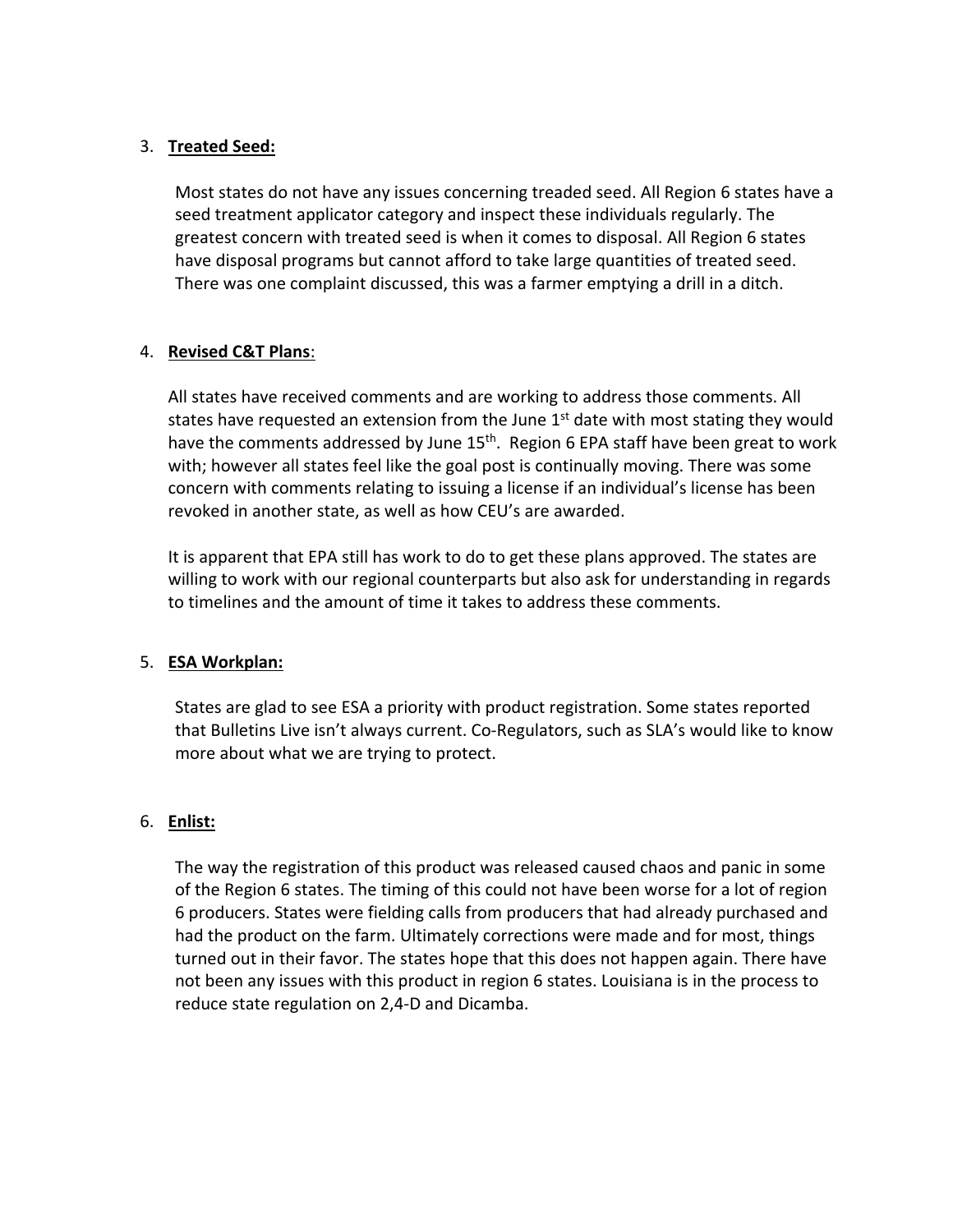3. **Treated Seed:**

   Most states do not have any issues concerning treaded seed. All Region 6 states have a seed treatment applicator category and inspect these individuals regularly. The greatest concern with treated seed is when it comes to disposal. All Region 6 states have disposal programs but cannot afford to take large quantities of treated seed. There was one complaint discussed, this was a farmer emptying a drill in a ditch.

4. **Revised C&T Plans**:

   All states have received comments and are working to address those comments. All states have requested an extension from the June 1st date with most stating they would have the comments addressed by June 15th. Region 6 EPA staff have been great to work with; however all states feel like the goal post is continually moving. There was some concern with comments relating to issuing a license if an individual's license has been revoked in another state, as well as how CEU's are awarded.

   It is apparent that EPA still has work to do to get these plans approved. The states are willing to work with our regional counterparts but also ask for understanding in regards to timelines and the amount of time it takes to address these comments.

5. **ESA Workplan:**

   States are glad to see ESA a priority with product registration. Some states reported that Bulletins Live isn't always current. Co-Regulators, such as SLA's would like to know more about what we are trying to protect.

6. **Enlist:**

   The way the registration of this product was released caused chaos and panic in some of the Region 6 states. The timing of this could not have been worse for a lot of region 6 producers. States were fielding calls from producers that had already purchased and had the product on the farm. Ultimately corrections were made and for most, things turned out in their favor. The states hope that this does not happen again. There have not been any issues with this product in region 6 states. Louisiana is in the process to reduce state regulation on 2,4-D and Dicamba.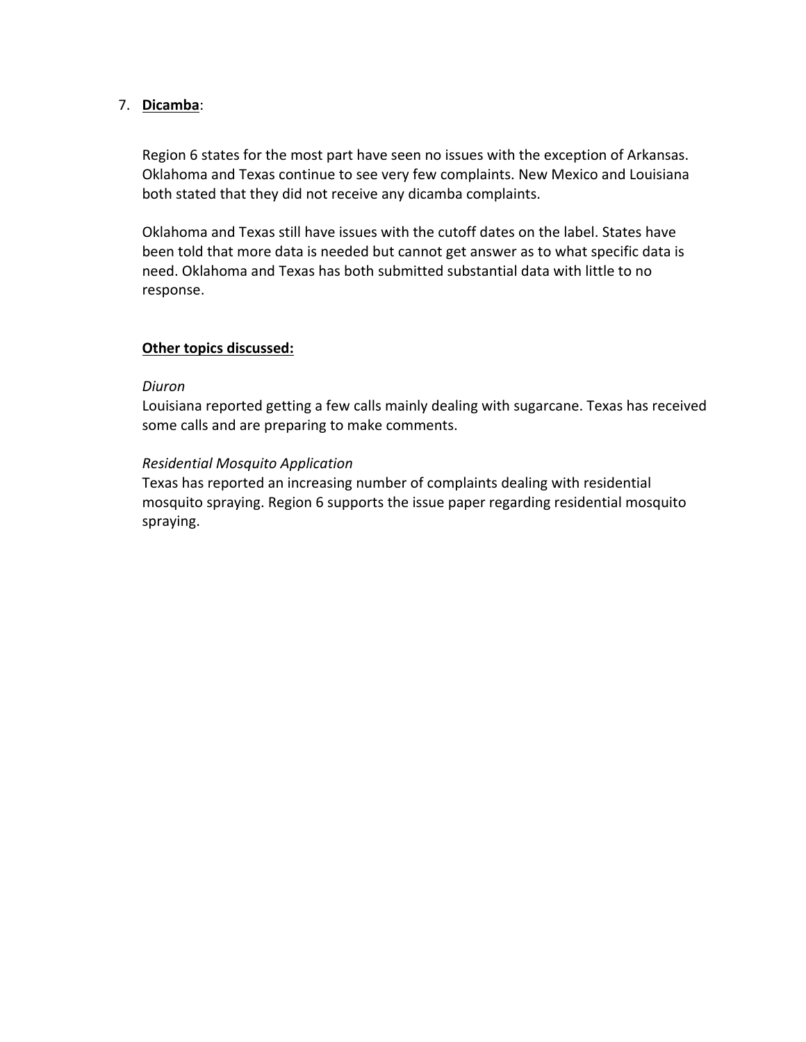7. **Dicamba**:

   Region 6 states for the most part have seen no issues with the exception of Arkansas. Oklahoma and Texas continue to see very few complaints. New Mexico and Louisiana both stated that they did not receive any dicamba complaints.

   Oklahoma and Texas still have issues with the cutoff dates on the label. States have been told that more data is needed but cannot get answer as to what specific data is need. Oklahoma and Texas has both submitted substantial data with little to no response.

**Other topics discussed:**

*Diuron*

Louisiana reported getting a few calls mainly dealing with sugarcane. Texas has received some calls and are preparing to make comments.

*Residential Mosquito Application*

Texas has reported an increasing number of complaints dealing with residential mosquito spraying. Region 6 supports the issue paper regarding residential mosquito spraying.